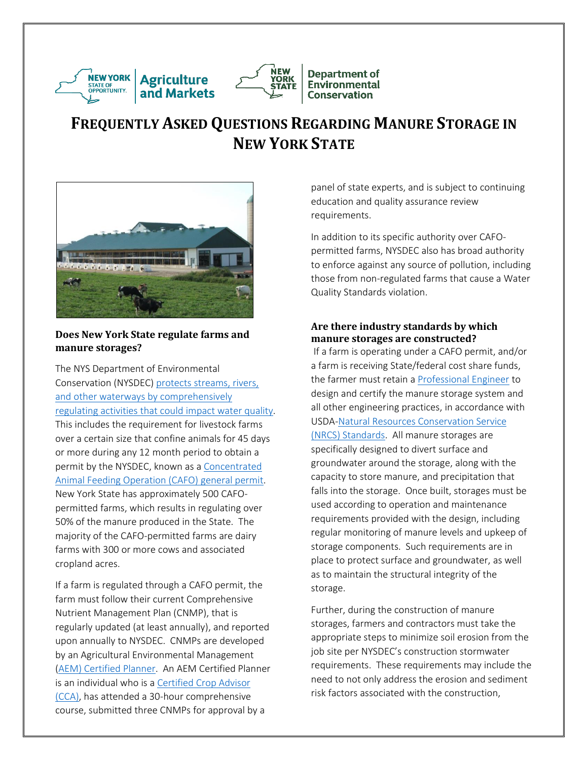# Frequently Asked Questions Regarding Manure Storage in New York State

### Does New York State regulate farms and manure storages?

The NYS Department of Environmental Conservation (NYSDEC) protects streams, rivers, and other waterways by comprehensively regulating activities that could impact water quality. This includes the requirement for livestock farms over a certain size that confine animals for 45 days or more during any 12 month period to obtain a permit by the NYSDEC, known as a Concentrated Animal Feeding Operation (CAFO) general permit. New York State has approximately 500 CAFO-permitted farms, which results in regulating over 50% of the manure produced in the State. The majority of the CAFO-permitted farms are dairy farms with 300 or more cows and associated cropland acres.

If a farm is regulated through a CAFO permit, the farm must follow their current Comprehensive Nutrient Management Plan (CNMP), that is regularly updated (at least annually), and reported upon annually to NYSDEC. CNMPs are developed by an Agricultural Environmental Management (AEM) Certified Planner. An AEM Certified Planner is an individual who is a Certified Crop Advisor (CCA), has attended a 30-hour comprehensive course, submitted three CNMPs for approval by a panel of state experts, and is subject to continuing education and quality assurance review requirements.

In addition to its specific authority over CAFO-permitted farms, NYSDEC also has broad authority to enforce against any source of pollution, including those from non-regulated farms that cause a Water Quality Standards violation.

### Are there industry standards by which manure storages are constructed?

If a farm is operating under a CAFO permit, and/or a farm is receiving State/federal cost share funds, the farmer must retain a Professional Engineer to design and certify the manure storage system and all other engineering practices, in accordance with USDA-Natural Resources Conservation Service (NRCS) Standards. All manure storages are specifically designed to divert surface and groundwater around the storage, along with the capacity to store manure, and precipitation that falls into the storage. Once built, storages must be used according to operation and maintenance requirements provided with the design, including regular monitoring of manure levels and upkeep of storage components. Such requirements are in place to protect surface and groundwater, as well as to maintain the structural integrity of the storage.

Further, during the construction of manure storages, farmers and contractors must take the appropriate steps to minimize soil erosion from the job site per NYSDEC's construction stormwater requirements. These requirements may include the need to not only address the erosion and sediment risk factors associated with the construction,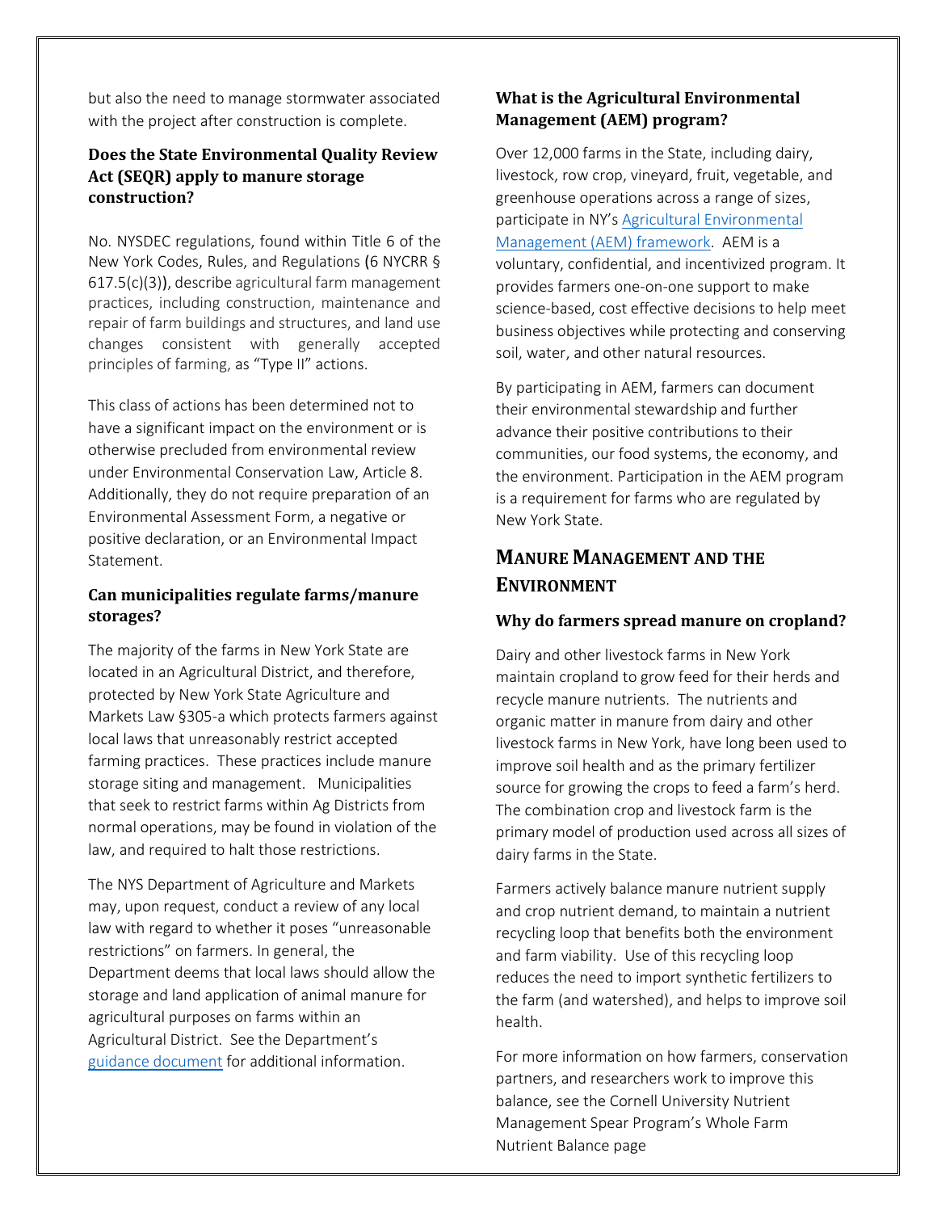but also the need to manage stormwater associated with the project after construction is complete.

### Does the State Environmental Quality Review Act (SEQR) apply to manure storage construction?

No. NYSDEC regulations, found within Title 6 of the New York Codes, Rules, and Regulations (6 NYCRR § 617.5(c)(3)), describe agricultural farm management practices, including construction, maintenance and repair of farm buildings and structures, and land use changes consistent with generally accepted principles of farming, as "Type II" actions.

This class of actions has been determined not to have a significant impact on the environment or is otherwise precluded from environmental review under Environmental Conservation Law, Article 8. Additionally, they do not require preparation of an Environmental Assessment Form, a negative or positive declaration, or an Environmental Impact Statement.

### Can municipalities regulate farms/manure storages?

The majority of the farms in New York State are located in an Agricultural District, and therefore, protected by New York State Agriculture and Markets Law §305-a which protects farmers against local laws that unreasonably restrict accepted farming practices. These practices include manure storage siting and management. Municipalities that seek to restrict farms within Ag Districts from normal operations, may be found in violation of the law, and required to halt those restrictions.

The NYS Department of Agriculture and Markets may, upon request, conduct a review of any local law with regard to whether it poses "unreasonable restrictions" on farmers. In general, the Department deems that local laws should allow the storage and land application of animal manure for agricultural purposes on farms within an Agricultural District. See the Department's guidance document for additional information.

### What is the Agricultural Environmental Management (AEM) program?

Over 12,000 farms in the State, including dairy, livestock, row crop, vineyard, fruit, vegetable, and greenhouse operations across a range of sizes, participate in NY's Agricultural Environmental Management (AEM) framework. AEM is a voluntary, confidential, and incentivized program. It provides farmers one-on-one support to make science-based, cost effective decisions to help meet business objectives while protecting and conserving soil, water, and other natural resources.

By participating in AEM, farmers can document their environmental stewardship and further advance their positive contributions to their communities, our food systems, the economy, and the environment. Participation in the AEM program is a requirement for farms who are regulated by New York State.

## Manure Management and the Environment

### Why do farmers spread manure on cropland?

Dairy and other livestock farms in New York maintain cropland to grow feed for their herds and recycle manure nutrients. The nutrients and organic matter in manure from dairy and other livestock farms in New York, have long been used to improve soil health and as the primary fertilizer source for growing the crops to feed a farm's herd. The combination crop and livestock farm is the primary model of production used across all sizes of dairy farms in the State.

Farmers actively balance manure nutrient supply and crop nutrient demand, to maintain a nutrient recycling loop that benefits both the environment and farm viability. Use of this recycling loop reduces the need to import synthetic fertilizers to the farm (and watershed), and helps to improve soil health.

For more information on how farmers, conservation partners, and researchers work to improve this balance, see the Cornell University Nutrient Management Spear Program's Whole Farm Nutrient Balance page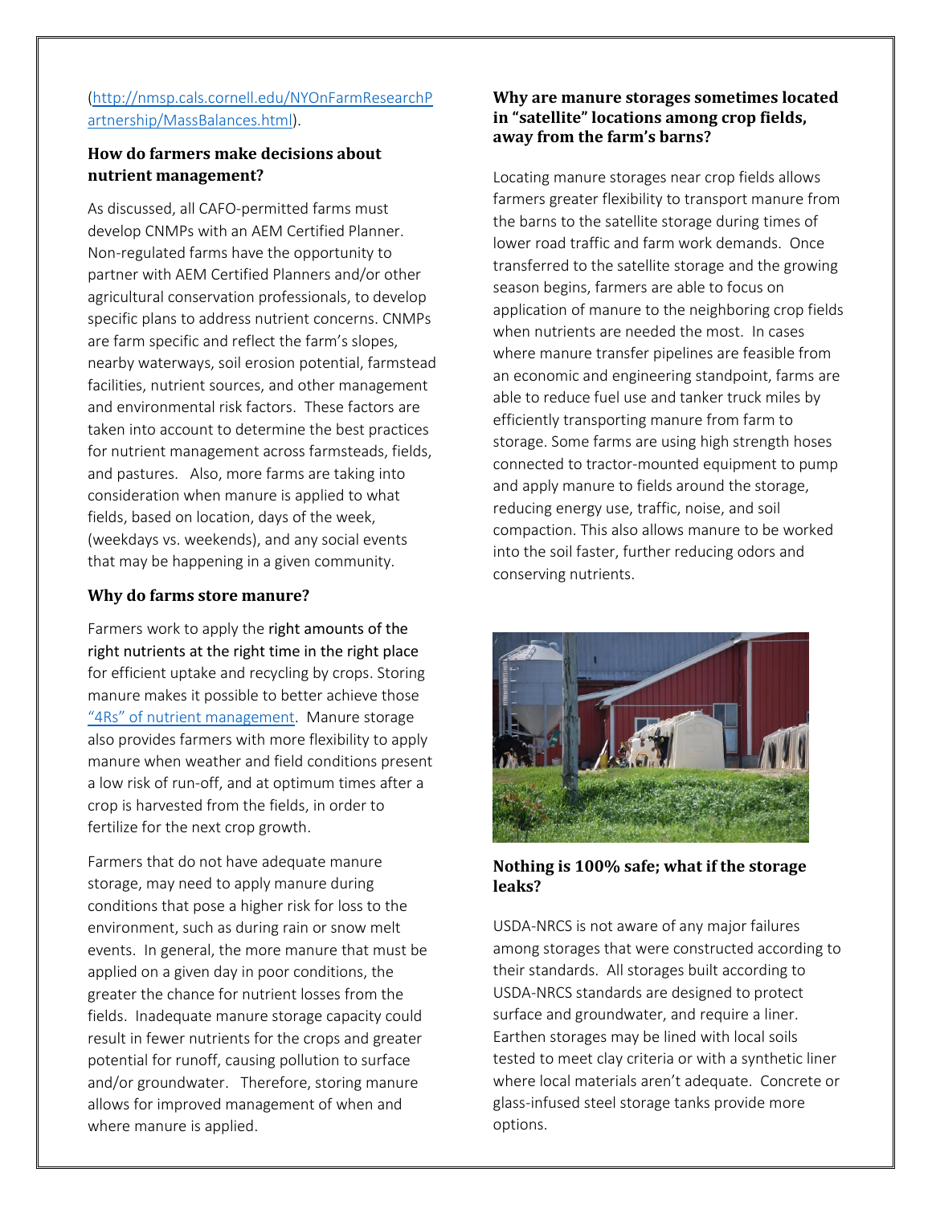(http://nmsp.cals.cornell.edu/NYOnFarmResearchPartnership/MassBalances.html).

### How do farmers make decisions about nutrient management?

As discussed, all CAFO-permitted farms must develop CNMPs with an AEM Certified Planner. Non-regulated farms have the opportunity to partner with AEM Certified Planners and/or other agricultural conservation professionals, to develop specific plans to address nutrient concerns. CNMPs are farm specific and reflect the farm's slopes, nearby waterways, soil erosion potential, farmstead facilities, nutrient sources, and other management and environmental risk factors. These factors are taken into account to determine the best practices for nutrient management across farmsteads, fields, and pastures. Also, more farms are taking into consideration when manure is applied to what fields, based on location, days of the week, (weekdays vs. weekends), and any social events that may be happening in a given community.

### Why do farms store manure?

Farmers work to apply the right amounts of the right nutrients at the right time in the right place for efficient uptake and recycling by crops. Storing manure makes it possible to better achieve those "4Rs" of nutrient management. Manure storage also provides farmers with more flexibility to apply manure when weather and field conditions present a low risk of run-off, and at optimum times after a crop is harvested from the fields, in order to fertilize for the next crop growth.

Farmers that do not have adequate manure storage, may need to apply manure during conditions that pose a higher risk for loss to the environment, such as during rain or snow melt events. In general, the more manure that must be applied on a given day in poor conditions, the greater the chance for nutrient losses from the fields. Inadequate manure storage capacity could result in fewer nutrients for the crops and greater potential for runoff, causing pollution to surface and/or groundwater. Therefore, storing manure allows for improved management of when and where manure is applied.

### Why are manure storages sometimes located in "satellite" locations among crop fields, away from the farm's barns?

Locating manure storages near crop fields allows farmers greater flexibility to transport manure from the barns to the satellite storage during times of lower road traffic and farm work demands. Once transferred to the satellite storage and the growing season begins, farmers are able to focus on application of manure to the neighboring crop fields when nutrients are needed the most. In cases where manure transfer pipelines are feasible from an economic and engineering standpoint, farms are able to reduce fuel use and tanker truck miles by efficiently transporting manure from farm to storage. Some farms are using high strength hoses connected to tractor-mounted equipment to pump and apply manure to fields around the storage, reducing energy use, traffic, noise, and soil compaction. This also allows manure to be worked into the soil faster, further reducing odors and conserving nutrients.

### Nothing is 100% safe; what if the storage leaks?

USDA-NRCS is not aware of any major failures among storages that were constructed according to their standards. All storages built according to USDA-NRCS standards are designed to protect surface and groundwater, and require a liner. Earthen storages may be lined with local soils tested to meet clay criteria or with a synthetic liner where local materials aren't adequate. Concrete or glass-infused steel storage tanks provide more options.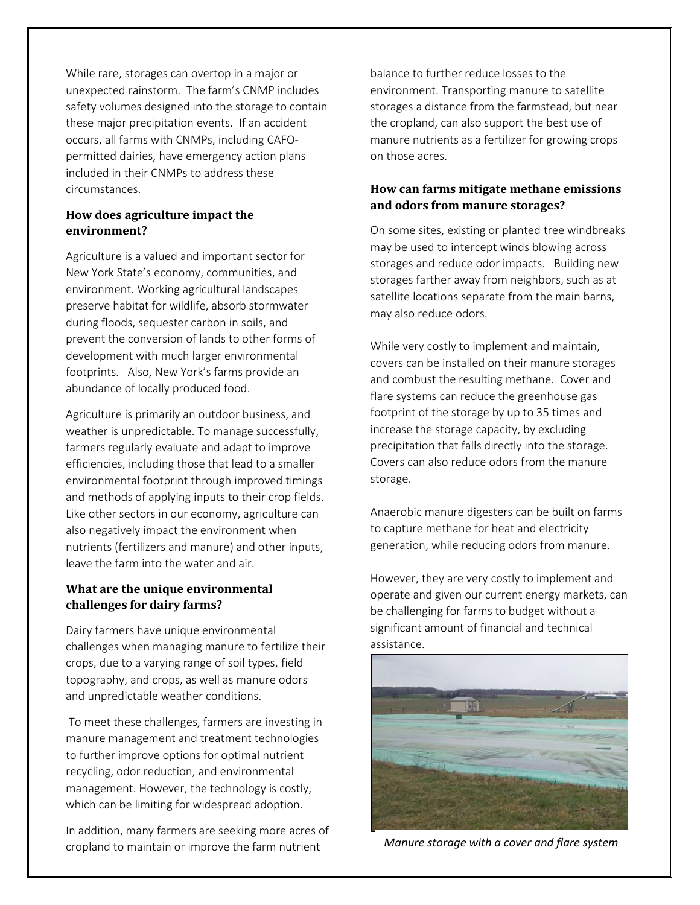While rare, storages can overtop in a major or unexpected rainstorm. The farm's CNMP includes safety volumes designed into the storage to contain these major precipitation events. If an accident occurs, all farms with CNMPs, including CAFO-permitted dairies, have emergency action plans included in their CNMPs to address these circumstances.

### How does agriculture impact the environment?

Agriculture is a valued and important sector for New York State's economy, communities, and environment. Working agricultural landscapes preserve habitat for wildlife, absorb stormwater during floods, sequester carbon in soils, and prevent the conversion of lands to other forms of development with much larger environmental footprints. Also, New York's farms provide an abundance of locally produced food.

Agriculture is primarily an outdoor business, and weather is unpredictable. To manage successfully, farmers regularly evaluate and adapt to improve efficiencies, including those that lead to a smaller environmental footprint through improved timings and methods of applying inputs to their crop fields. Like other sectors in our economy, agriculture can also negatively impact the environment when nutrients (fertilizers and manure) and other inputs, leave the farm into the water and air.

### What are the unique environmental challenges for dairy farms?

Dairy farmers have unique environmental challenges when managing manure to fertilize their crops, due to a varying range of soil types, field topography, and crops, as well as manure odors and unpredictable weather conditions.

To meet these challenges, farmers are investing in manure management and treatment technologies to further improve options for optimal nutrient recycling, odor reduction, and environmental management. However, the technology is costly, which can be limiting for widespread adoption.

In addition, many farmers are seeking more acres of cropland to maintain or improve the farm nutrient balance to further reduce losses to the environment. Transporting manure to satellite storages a distance from the farmstead, but near the cropland, can also support the best use of manure nutrients as a fertilizer for growing crops on those acres.

### How can farms mitigate methane emissions and odors from manure storages?

On some sites, existing or planted tree windbreaks may be used to intercept winds blowing across storages and reduce odor impacts. Building new storages farther away from neighbors, such as at satellite locations separate from the main barns, may also reduce odors.

While very costly to implement and maintain, covers can be installed on their manure storages and combust the resulting methane. Cover and flare systems can reduce the greenhouse gas footprint of the storage by up to 35 times and increase the storage capacity, by excluding precipitation that falls directly into the storage. Covers can also reduce odors from the manure storage.

Anaerobic manure digesters can be built on farms to capture methane for heat and electricity generation, while reducing odors from manure.

However, they are very costly to implement and operate and given our current energy markets, can be challenging for farms to budget without a significant amount of financial and technical assistance.

*Manure storage with a cover and flare system*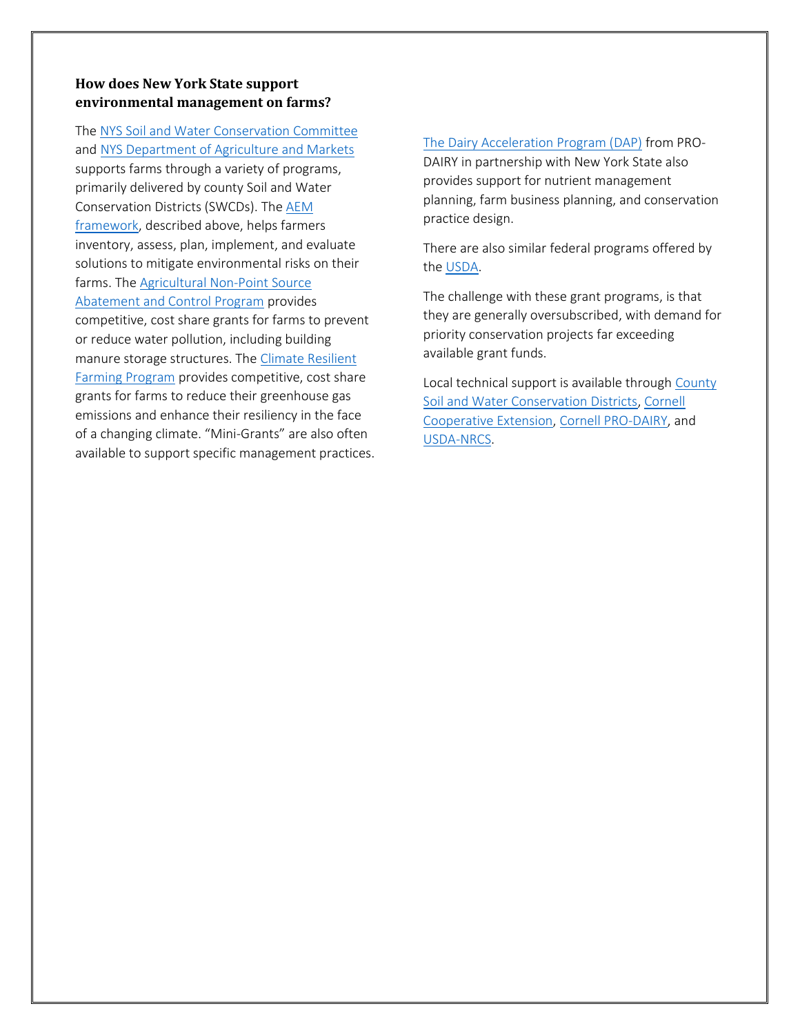### How does New York State support environmental management on farms?

The NYS Soil and Water Conservation Committee and NYS Department of Agriculture and Markets supports farms through a variety of programs, primarily delivered by county Soil and Water Conservation Districts (SWCDs). The AEM framework, described above, helps farmers inventory, assess, plan, implement, and evaluate solutions to mitigate environmental risks on their farms. The Agricultural Non-Point Source Abatement and Control Program provides competitive, cost share grants for farms to prevent or reduce water pollution, including building manure storage structures. The Climate Resilient Farming Program provides competitive, cost share grants for farms to reduce their greenhouse gas emissions and enhance their resiliency in the face of a changing climate. "Mini-Grants" are also often available to support specific management practices.

The Dairy Acceleration Program (DAP) from PRO-DAIRY in partnership with New York State also provides support for nutrient management planning, farm business planning, and conservation practice design.

There are also similar federal programs offered by the USDA.

The challenge with these grant programs, is that they are generally oversubscribed, with demand for priority conservation projects far exceeding available grant funds.

Local technical support is available through County Soil and Water Conservation Districts, Cornell Cooperative Extension, Cornell PRO-DAIRY, and USDA-NRCS.